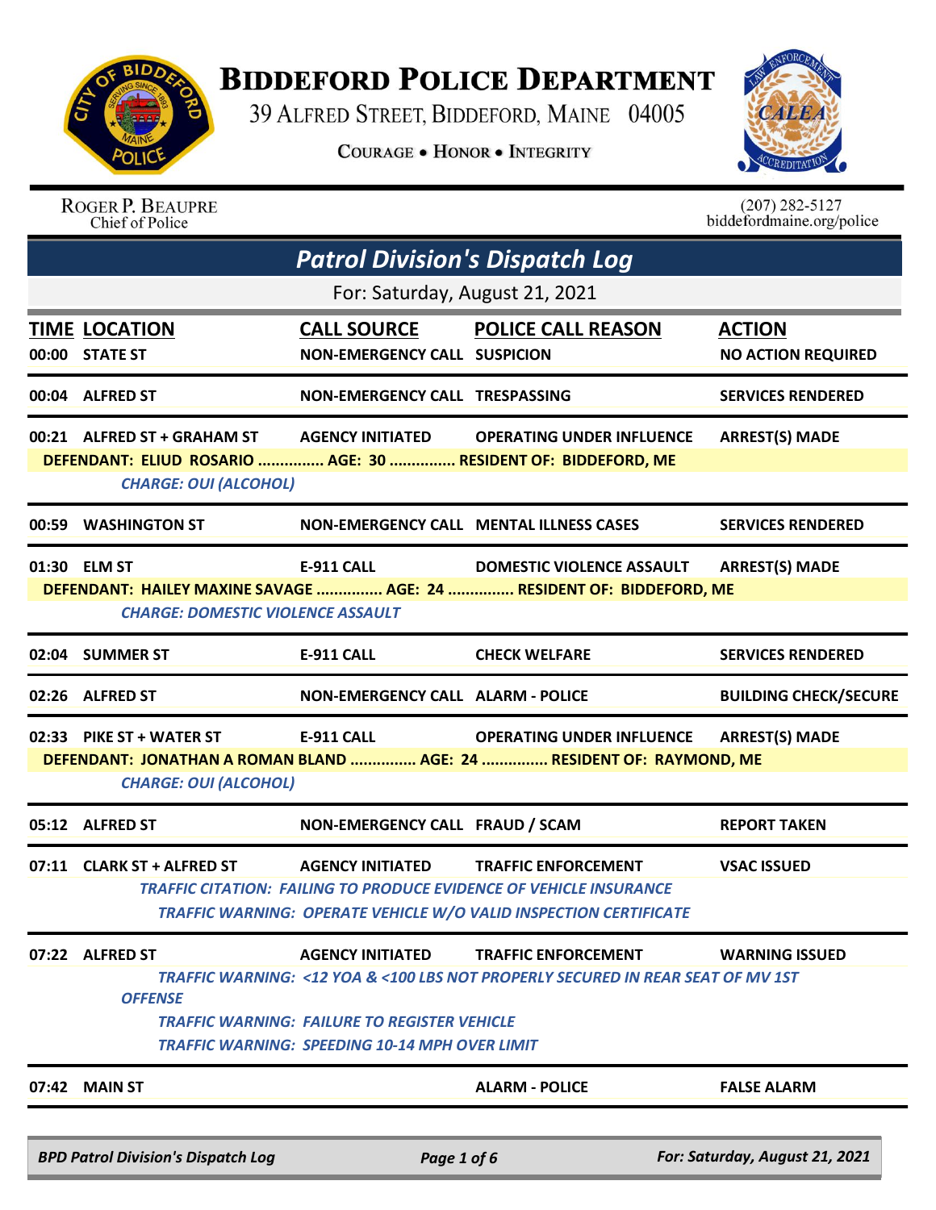# BIDDEFORD POLICE DEPARTMENT

39 ALFRED STREET, BIDDEFORD, MAINE 04005

COURAGE • HONOR • INTEGRITY

ROGER P. BEAUPRE
Chief of Police

(207) 282-5127
biddefordmaine.org/police

## *Patrol Division's Dispatch Log*

For: Saturday, August 21, 2021

| TIME | LOCATION | CALL SOURCE | POLICE CALL REASON | ACTION |
|---|---|---|---|---|
| 00:00 | STATE ST | NON-EMERGENCY CALL | SUSPICION | NO ACTION REQUIRED |
| 00:04 | ALFRED ST | NON-EMERGENCY CALL | TRESPASSING | SERVICES RENDERED |
| 00:21 | ALFRED ST + GRAHAM ST | AGENCY INITIATED | OPERATING UNDER INFLUENCE | ARREST(S) MADE |

**DEFENDANT: ELIUD ROSARIO ............... AGE: 30 ............... RESIDENT OF: BIDDEFORD, ME**

*CHARGE: OUI (ALCOHOL)*

| TIME | LOCATION | CALL SOURCE | POLICE CALL REASON | ACTION |
|---|---|---|---|---|
| 00:59 | WASHINGTON ST | NON-EMERGENCY CALL | MENTAL ILLNESS CASES | SERVICES RENDERED |
| 01:30 | ELM ST | E-911 CALL | DOMESTIC VIOLENCE ASSAULT | ARREST(S) MADE |

**DEFENDANT: HAILEY MAXINE SAVAGE ............... AGE: 24 ............... RESIDENT OF: BIDDEFORD, ME**

*CHARGE: DOMESTIC VIOLENCE ASSAULT*

| TIME | LOCATION | CALL SOURCE | POLICE CALL REASON | ACTION |
|---|---|---|---|---|
| 02:04 | SUMMER ST | E-911 CALL | CHECK WELFARE | SERVICES RENDERED |
| 02:26 | ALFRED ST | NON-EMERGENCY CALL | ALARM - POLICE | BUILDING CHECK/SECURE |
| 02:33 | PIKE ST + WATER ST | E-911 CALL | OPERATING UNDER INFLUENCE | ARREST(S) MADE |

**DEFENDANT: JONATHAN A ROMAN BLAND ............... AGE: 24 ............... RESIDENT OF: RAYMOND, ME**

*CHARGE: OUI (ALCOHOL)*

| TIME | LOCATION | CALL SOURCE | POLICE CALL REASON | ACTION |
|---|---|---|---|---|
| 05:12 | ALFRED ST | NON-EMERGENCY CALL | FRAUD / SCAM | REPORT TAKEN |
| 07:11 | CLARK ST + ALFRED ST | AGENCY INITIATED | TRAFFIC ENFORCEMENT | VSAC ISSUED |

*TRAFFIC CITATION: FAILING TO PRODUCE EVIDENCE OF VEHICLE INSURANCE*

*TRAFFIC WARNING: OPERATE VEHICLE W/O VALID INSPECTION CERTIFICATE*

| TIME | LOCATION | CALL SOURCE | POLICE CALL REASON | ACTION |
|---|---|---|---|---|
| 07:22 | ALFRED ST | AGENCY INITIATED | TRAFFIC ENFORCEMENT | WARNING ISSUED |

*TRAFFIC WARNING: <12 YOA & <100 LBS NOT PROPERLY SECURED IN REAR SEAT OF MV 1ST OFFENSE*

*TRAFFIC WARNING: FAILURE TO REGISTER VEHICLE*

*TRAFFIC WARNING: SPEEDING 10-14 MPH OVER LIMIT*

| TIME | LOCATION | CALL SOURCE | POLICE CALL REASON | ACTION |
|---|---|---|---|---|
| 07:42 | MAIN ST | | ALARM - POLICE | FALSE ALARM |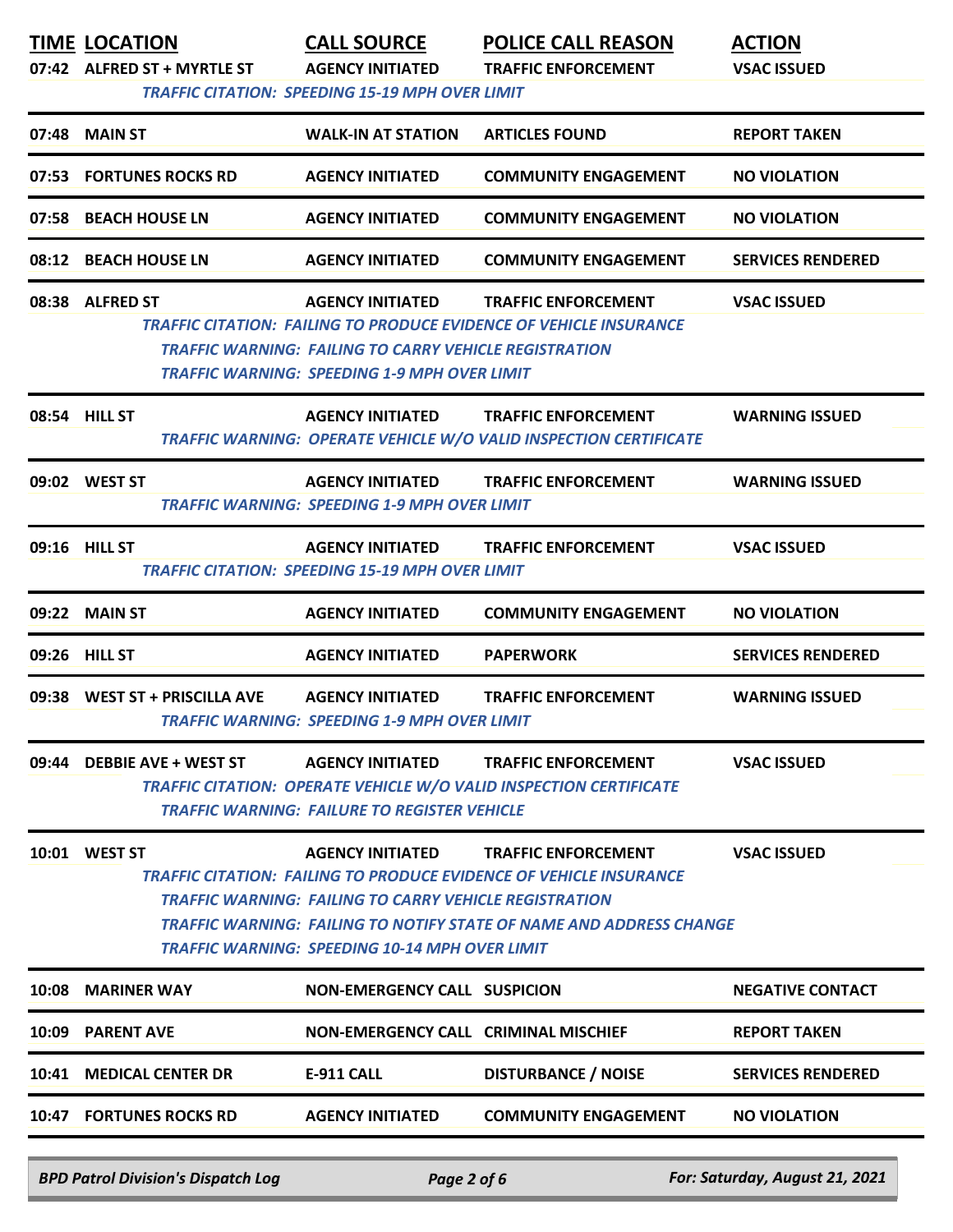| TIME | LOCATION | CALL SOURCE | POLICE CALL REASON | ACTION |
|---|---|---|---|---|
| 07:42 | ALFRED ST + MYRTLE ST | AGENCY INITIATED | TRAFFIC ENFORCEMENT | VSAC ISSUED |
| | *TRAFFIC CITATION: SPEEDING 15-19 MPH OVER LIMIT* | | | |
| 07:48 | MAIN ST | WALK-IN AT STATION | ARTICLES FOUND | REPORT TAKEN |
| 07:53 | FORTUNES ROCKS RD | AGENCY INITIATED | COMMUNITY ENGAGEMENT | NO VIOLATION |
| 07:58 | BEACH HOUSE LN | AGENCY INITIATED | COMMUNITY ENGAGEMENT | NO VIOLATION |
| 08:12 | BEACH HOUSE LN | AGENCY INITIATED | COMMUNITY ENGAGEMENT | SERVICES RENDERED |
| 08:38 | ALFRED ST | AGENCY INITIATED | TRAFFIC ENFORCEMENT | VSAC ISSUED |
| | *TRAFFIC CITATION: FAILING TO PRODUCE EVIDENCE OF VEHICLE INSURANCE*<br>*TRAFFIC WARNING: FAILING TO CARRY VEHICLE REGISTRATION*<br>*TRAFFIC WARNING: SPEEDING 1-9 MPH OVER LIMIT* | | | |
| 08:54 | HILL ST | AGENCY INITIATED | TRAFFIC ENFORCEMENT | WARNING ISSUED |
| | *TRAFFIC WARNING: OPERATE VEHICLE W/O VALID INSPECTION CERTIFICATE* | | | |
| 09:02 | WEST ST | AGENCY INITIATED | TRAFFIC ENFORCEMENT | WARNING ISSUED |
| | *TRAFFIC WARNING: SPEEDING 1-9 MPH OVER LIMIT* | | | |
| 09:16 | HILL ST | AGENCY INITIATED | TRAFFIC ENFORCEMENT | VSAC ISSUED |
| | *TRAFFIC CITATION: SPEEDING 15-19 MPH OVER LIMIT* | | | |
| 09:22 | MAIN ST | AGENCY INITIATED | COMMUNITY ENGAGEMENT | NO VIOLATION |
| 09:26 | HILL ST | AGENCY INITIATED | PAPERWORK | SERVICES RENDERED |
| 09:38 | WEST ST + PRISCILLA AVE | AGENCY INITIATED | TRAFFIC ENFORCEMENT | WARNING ISSUED |
| | *TRAFFIC WARNING: SPEEDING 1-9 MPH OVER LIMIT* | | | |
| 09:44 | DEBBIE AVE + WEST ST | AGENCY INITIATED | TRAFFIC ENFORCEMENT | VSAC ISSUED |
| | *TRAFFIC CITATION: OPERATE VEHICLE W/O VALID INSPECTION CERTIFICATE*<br>*TRAFFIC WARNING: FAILURE TO REGISTER VEHICLE* | | | |
| 10:01 | WEST ST | AGENCY INITIATED | TRAFFIC ENFORCEMENT | VSAC ISSUED |
| | *TRAFFIC CITATION: FAILING TO PRODUCE EVIDENCE OF VEHICLE INSURANCE*<br>*TRAFFIC WARNING: FAILING TO CARRY VEHICLE REGISTRATION*<br>*TRAFFIC WARNING: FAILING TO NOTIFY STATE OF NAME AND ADDRESS CHANGE*<br>*TRAFFIC WARNING: SPEEDING 10-14 MPH OVER LIMIT* | | | |
| 10:08 | MARINER WAY | NON-EMERGENCY CALL | SUSPICION | NEGATIVE CONTACT |
| 10:09 | PARENT AVE | NON-EMERGENCY CALL | CRIMINAL MISCHIEF | REPORT TAKEN |
| 10:41 | MEDICAL CENTER DR | E-911 CALL | DISTURBANCE / NOISE | SERVICES RENDERED |
| 10:47 | FORTUNES ROCKS RD | AGENCY INITIATED | COMMUNITY ENGAGEMENT | NO VIOLATION |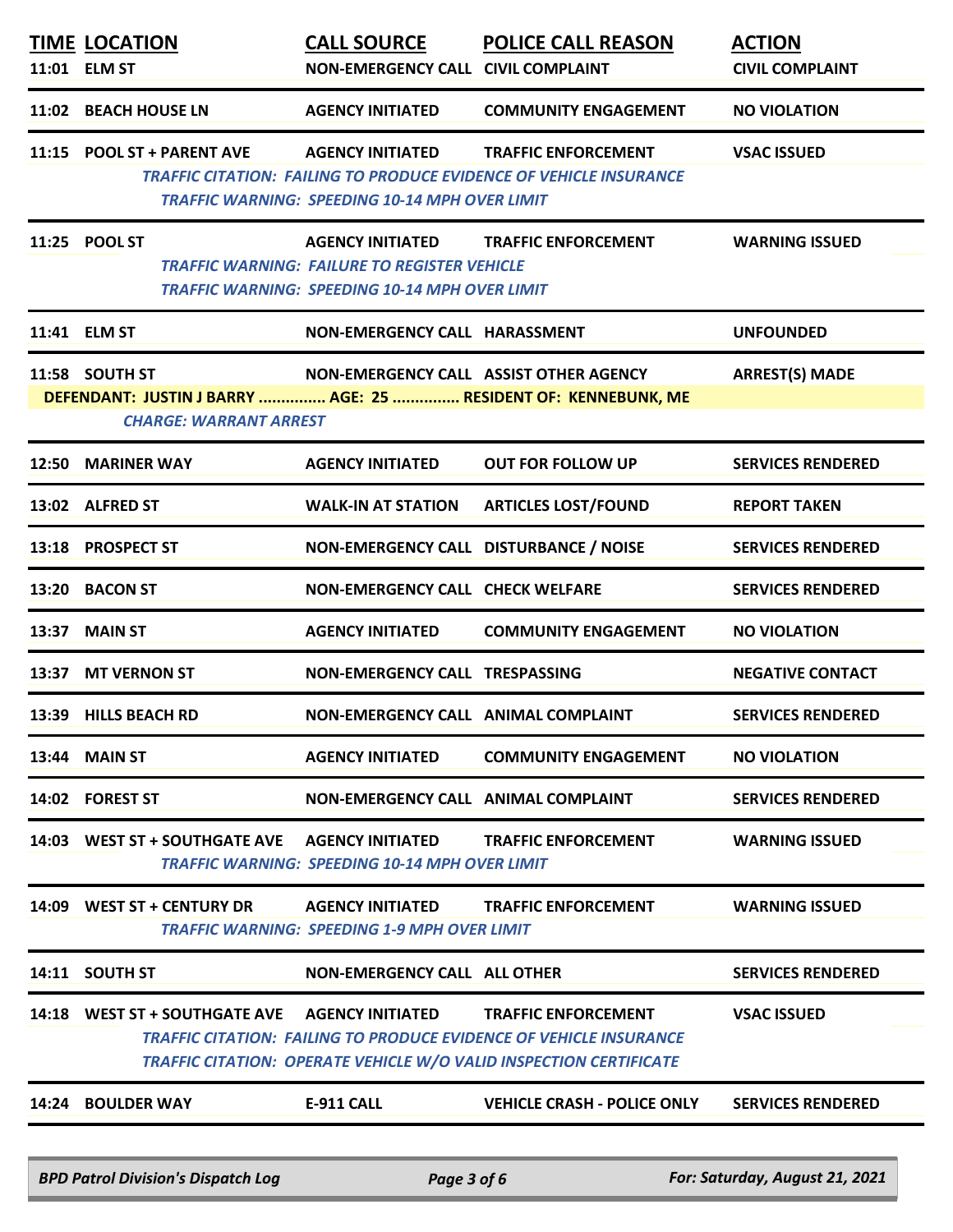| TIME | LOCATION | CALL SOURCE | POLICE CALL REASON | ACTION |
|---|---|---|---|---|
| 11:01 | ELM ST | NON-EMERGENCY CALL | CIVIL COMPLAINT | CIVIL COMPLAINT |
| 11:02 | BEACH HOUSE LN | AGENCY INITIATED | COMMUNITY ENGAGEMENT | NO VIOLATION |
| 11:15 | POOL ST + PARENT AVE | AGENCY INITIATED | TRAFFIC ENFORCEMENT | VSAC ISSUED |
| | | *TRAFFIC CITATION: FAILING TO PRODUCE EVIDENCE OF VEHICLE INSURANCE* | | |
| | | *TRAFFIC WARNING: SPEEDING 10-14 MPH OVER LIMIT* | | |
| 11:25 | POOL ST | AGENCY INITIATED | TRAFFIC ENFORCEMENT | WARNING ISSUED |
| | | *TRAFFIC WARNING: FAILURE TO REGISTER VEHICLE* | | |
| | | *TRAFFIC WARNING: SPEEDING 10-14 MPH OVER LIMIT* | | |
| 11:41 | ELM ST | NON-EMERGENCY CALL | HARASSMENT | UNFOUNDED |
| 11:58 | SOUTH ST | NON-EMERGENCY CALL | ASSIST OTHER AGENCY | ARREST(S) MADE |
| | DEFENDANT: JUSTIN J BARRY ............... AGE: 25 ............... RESIDENT OF: KENNEBUNK, ME | | | |
| | *CHARGE: WARRANT ARREST* | | | |
| 12:50 | MARINER WAY | AGENCY INITIATED | OUT FOR FOLLOW UP | SERVICES RENDERED |
| 13:02 | ALFRED ST | WALK-IN AT STATION | ARTICLES LOST/FOUND | REPORT TAKEN |
| 13:18 | PROSPECT ST | NON-EMERGENCY CALL | DISTURBANCE / NOISE | SERVICES RENDERED |
| 13:20 | BACON ST | NON-EMERGENCY CALL | CHECK WELFARE | SERVICES RENDERED |
| 13:37 | MAIN ST | AGENCY INITIATED | COMMUNITY ENGAGEMENT | NO VIOLATION |
| 13:37 | MT VERNON ST | NON-EMERGENCY CALL | TRESPASSING | NEGATIVE CONTACT |
| 13:39 | HILLS BEACH RD | NON-EMERGENCY CALL | ANIMAL COMPLAINT | SERVICES RENDERED |
| 13:44 | MAIN ST | AGENCY INITIATED | COMMUNITY ENGAGEMENT | NO VIOLATION |
| 14:02 | FOREST ST | NON-EMERGENCY CALL | ANIMAL COMPLAINT | SERVICES RENDERED |
| 14:03 | WEST ST + SOUTHGATE AVE | AGENCY INITIATED | TRAFFIC ENFORCEMENT | WARNING ISSUED |
| | | *TRAFFIC WARNING: SPEEDING 10-14 MPH OVER LIMIT* | | |
| 14:09 | WEST ST + CENTURY DR | AGENCY INITIATED | TRAFFIC ENFORCEMENT | WARNING ISSUED |
| | | *TRAFFIC WARNING: SPEEDING 1-9 MPH OVER LIMIT* | | |
| 14:11 | SOUTH ST | NON-EMERGENCY CALL | ALL OTHER | SERVICES RENDERED |
| 14:18 | WEST ST + SOUTHGATE AVE | AGENCY INITIATED | TRAFFIC ENFORCEMENT | VSAC ISSUED |
| | | *TRAFFIC CITATION: FAILING TO PRODUCE EVIDENCE OF VEHICLE INSURANCE* | | |
| | | *TRAFFIC CITATION: OPERATE VEHICLE W/O VALID INSPECTION CERTIFICATE* | | |
| 14:24 | BOULDER WAY | E-911 CALL | VEHICLE CRASH - POLICE ONLY | SERVICES RENDERED |

*BPD Patrol Division's Dispatch Log* — *For: Saturday, August 21, 2021*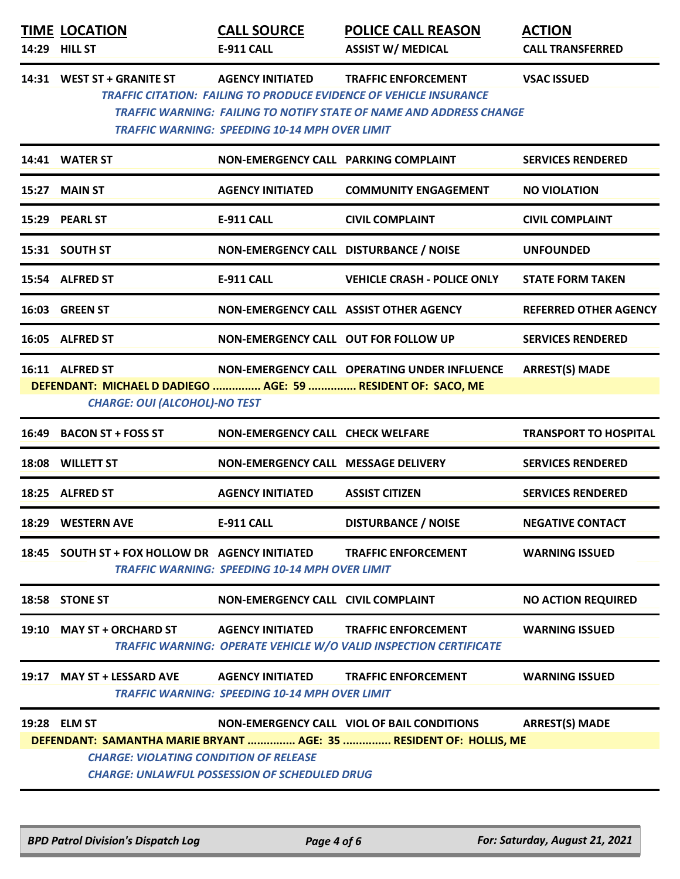| TIME | LOCATION | CALL SOURCE | POLICE CALL REASON | ACTION |
|---|---|---|---|---|
| 14:29 | HILL ST | E-911 CALL | ASSIST W/ MEDICAL | CALL TRANSFERRED |
| 14:31 | WEST ST + GRANITE ST | AGENCY INITIATED | TRAFFIC ENFORCEMENT | VSAC ISSUED |
| | *TRAFFIC CITATION: FAILING TO PRODUCE EVIDENCE OF VEHICLE INSURANCE* | | | |
| | *TRAFFIC WARNING: FAILING TO NOTIFY STATE OF NAME AND ADDRESS CHANGE* | | | |
| | *TRAFFIC WARNING: SPEEDING 10-14 MPH OVER LIMIT* | | | |
| 14:41 | WATER ST | NON-EMERGENCY CALL | PARKING COMPLAINT | SERVICES RENDERED |
| 15:27 | MAIN ST | AGENCY INITIATED | COMMUNITY ENGAGEMENT | NO VIOLATION |
| 15:29 | PEARL ST | E-911 CALL | CIVIL COMPLAINT | CIVIL COMPLAINT |
| 15:31 | SOUTH ST | NON-EMERGENCY CALL | DISTURBANCE / NOISE | UNFOUNDED |
| 15:54 | ALFRED ST | E-911 CALL | VEHICLE CRASH - POLICE ONLY | STATE FORM TAKEN |
| 16:03 | GREEN ST | NON-EMERGENCY CALL | ASSIST OTHER AGENCY | REFERRED OTHER AGENCY |
| 16:05 | ALFRED ST | NON-EMERGENCY CALL | OUT FOR FOLLOW UP | SERVICES RENDERED |
| 16:11 | ALFRED ST | NON-EMERGENCY CALL | OPERATING UNDER INFLUENCE | ARREST(S) MADE |
| | **DEFENDANT: MICHAEL D DADIEGO ............... AGE: 59 ............... RESIDENT OF: SACO, ME** | | | |
| | *CHARGE: OUI (ALCOHOL)-NO TEST* | | | |
| 16:49 | BACON ST + FOSS ST | NON-EMERGENCY CALL | CHECK WELFARE | TRANSPORT TO HOSPITAL |
| 18:08 | WILLETT ST | NON-EMERGENCY CALL | MESSAGE DELIVERY | SERVICES RENDERED |
| 18:25 | ALFRED ST | AGENCY INITIATED | ASSIST CITIZEN | SERVICES RENDERED |
| 18:29 | WESTERN AVE | E-911 CALL | DISTURBANCE / NOISE | NEGATIVE CONTACT |
| 18:45 | SOUTH ST + FOX HOLLOW DR | AGENCY INITIATED | TRAFFIC ENFORCEMENT | WARNING ISSUED |
| | *TRAFFIC WARNING: SPEEDING 10-14 MPH OVER LIMIT* | | | |
| 18:58 | STONE ST | NON-EMERGENCY CALL | CIVIL COMPLAINT | NO ACTION REQUIRED |
| 19:10 | MAY ST + ORCHARD ST | AGENCY INITIATED | TRAFFIC ENFORCEMENT | WARNING ISSUED |
| | *TRAFFIC WARNING: OPERATE VEHICLE W/O VALID INSPECTION CERTIFICATE* | | | |
| 19:17 | MAY ST + LESSARD AVE | AGENCY INITIATED | TRAFFIC ENFORCEMENT | WARNING ISSUED |
| | *TRAFFIC WARNING: SPEEDING 10-14 MPH OVER LIMIT* | | | |
| 19:28 | ELM ST | NON-EMERGENCY CALL | VIOL OF BAIL CONDITIONS | ARREST(S) MADE |
| | **DEFENDANT: SAMANTHA MARIE BRYANT ............... AGE: 35 ............... RESIDENT OF: HOLLIS, ME** | | | |
| | *CHARGE: VIOLATING CONDITION OF RELEASE* | | | |
| | *CHARGE: UNLAWFUL POSSESSION OF SCHEDULED DRUG* | | | |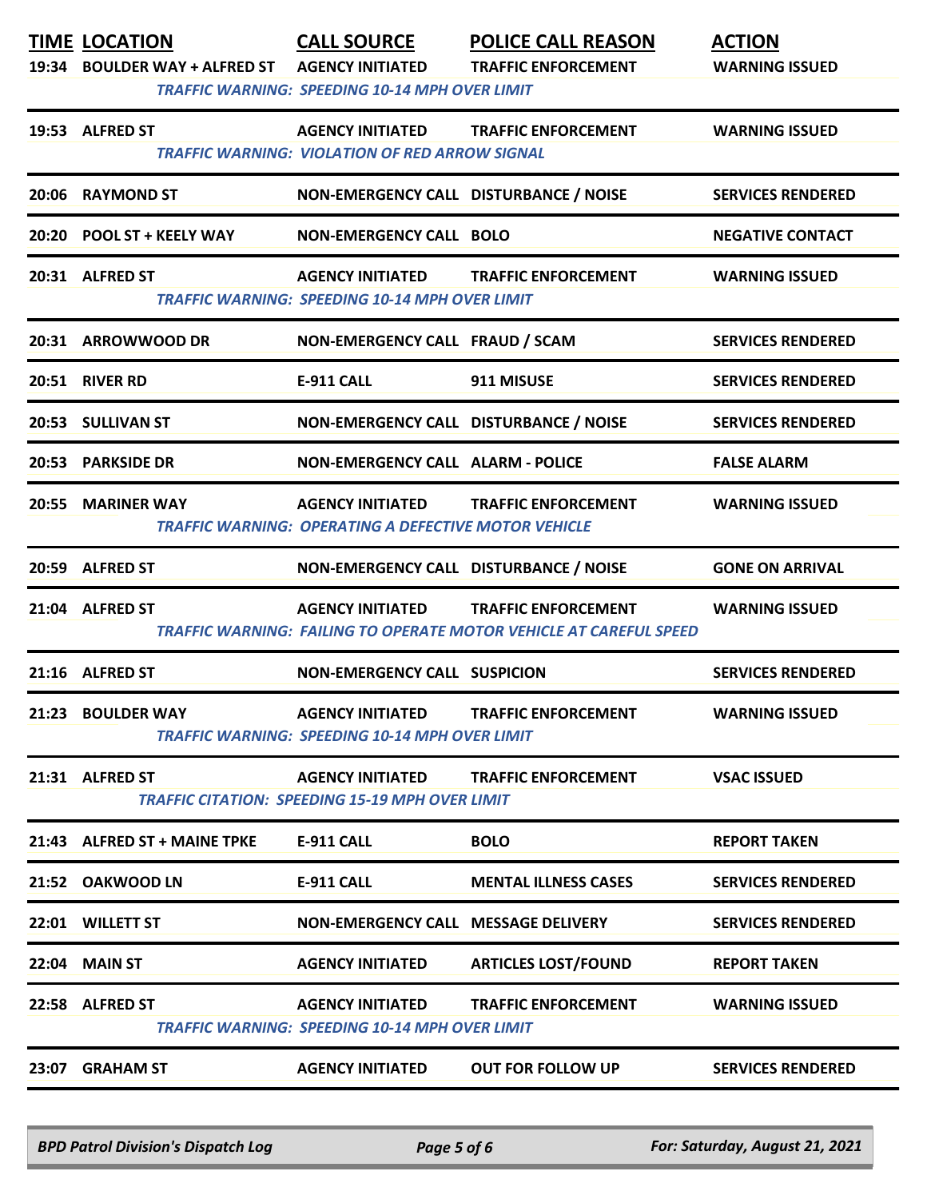| TIME | LOCATION | CALL SOURCE | POLICE CALL REASON | ACTION |
|---|---|---|---|---|
| 19:34 | BOULDER WAY + ALFRED ST | AGENCY INITIATED | TRAFFIC ENFORCEMENT | WARNING ISSUED |
| | *TRAFFIC WARNING: SPEEDING 10-14 MPH OVER LIMIT* | | | |
| 19:53 | ALFRED ST | AGENCY INITIATED | TRAFFIC ENFORCEMENT | WARNING ISSUED |
| | *TRAFFIC WARNING: VIOLATION OF RED ARROW SIGNAL* | | | |
| 20:06 | RAYMOND ST | NON-EMERGENCY CALL | DISTURBANCE / NOISE | SERVICES RENDERED |
| 20:20 | POOL ST + KEELY WAY | NON-EMERGENCY CALL | BOLO | NEGATIVE CONTACT |
| 20:31 | ALFRED ST | AGENCY INITIATED | TRAFFIC ENFORCEMENT | WARNING ISSUED |
| | *TRAFFIC WARNING: SPEEDING 10-14 MPH OVER LIMIT* | | | |
| 20:31 | ARROWWOOD DR | NON-EMERGENCY CALL | FRAUD / SCAM | SERVICES RENDERED |
| 20:51 | RIVER RD | E-911 CALL | 911 MISUSE | SERVICES RENDERED |
| 20:53 | SULLIVAN ST | NON-EMERGENCY CALL | DISTURBANCE / NOISE | SERVICES RENDERED |
| 20:53 | PARKSIDE DR | NON-EMERGENCY CALL | ALARM - POLICE | FALSE ALARM |
| 20:55 | MARINER WAY | AGENCY INITIATED | TRAFFIC ENFORCEMENT | WARNING ISSUED |
| | *TRAFFIC WARNING: OPERATING A DEFECTIVE MOTOR VEHICLE* | | | |
| 20:59 | ALFRED ST | NON-EMERGENCY CALL | DISTURBANCE / NOISE | GONE ON ARRIVAL |
| 21:04 | ALFRED ST | AGENCY INITIATED | TRAFFIC ENFORCEMENT | WARNING ISSUED |
| | *TRAFFIC WARNING: FAILING TO OPERATE MOTOR VEHICLE AT CAREFUL SPEED* | | | |
| 21:16 | ALFRED ST | NON-EMERGENCY CALL | SUSPICION | SERVICES RENDERED |
| 21:23 | BOULDER WAY | AGENCY INITIATED | TRAFFIC ENFORCEMENT | WARNING ISSUED |
| | *TRAFFIC WARNING: SPEEDING 10-14 MPH OVER LIMIT* | | | |
| 21:31 | ALFRED ST | AGENCY INITIATED | TRAFFIC ENFORCEMENT | VSAC ISSUED |
| | *TRAFFIC CITATION: SPEEDING 15-19 MPH OVER LIMIT* | | | |
| 21:43 | ALFRED ST + MAINE TPKE | E-911 CALL | BOLO | REPORT TAKEN |
| 21:52 | OAKWOOD LN | E-911 CALL | MENTAL ILLNESS CASES | SERVICES RENDERED |
| 22:01 | WILLETT ST | NON-EMERGENCY CALL | MESSAGE DELIVERY | SERVICES RENDERED |
| 22:04 | MAIN ST | AGENCY INITIATED | ARTICLES LOST/FOUND | REPORT TAKEN |
| 22:58 | ALFRED ST | AGENCY INITIATED | TRAFFIC ENFORCEMENT | WARNING ISSUED |
| | *TRAFFIC WARNING: SPEEDING 10-14 MPH OVER LIMIT* | | | |
| 23:07 | GRAHAM ST | AGENCY INITIATED | OUT FOR FOLLOW UP | SERVICES RENDERED |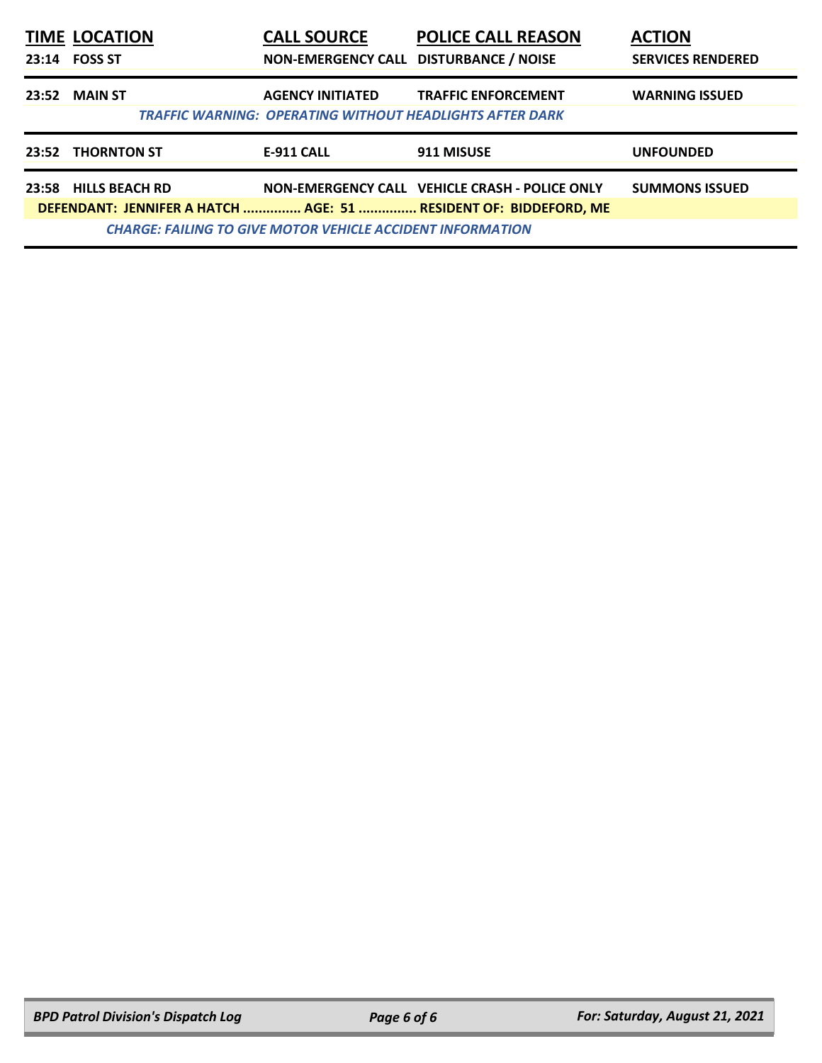| TIME | LOCATION | CALL SOURCE | POLICE CALL REASON | ACTION |
|---|---|---|---|---|
| 23:14 | FOSS ST | NON-EMERGENCY CALL | DISTURBANCE / NOISE | SERVICES RENDERED |
| 23:52 | MAIN ST | AGENCY INITIATED | TRAFFIC ENFORCEMENT | WARNING ISSUED |
| | TRAFFIC WARNING: OPERATING WITHOUT HEADLIGHTS AFTER DARK | | | |
| 23:52 | THORNTON ST | E-911 CALL | 911 MISUSE | UNFOUNDED |
| 23:58 | HILLS BEACH RD | NON-EMERGENCY CALL | VEHICLE CRASH - POLICE ONLY | SUMMONS ISSUED |
| | DEFENDANT: JENNIFER A HATCH ............... AGE: 51 ............... RESIDENT OF: BIDDEFORD, ME | | | |
| | CHARGE: FAILING TO GIVE MOTOR VEHICLE ACCIDENT INFORMATION | | | |

*BPD Patrol Division's Dispatch Log* — *For: Saturday, August 21, 2021*